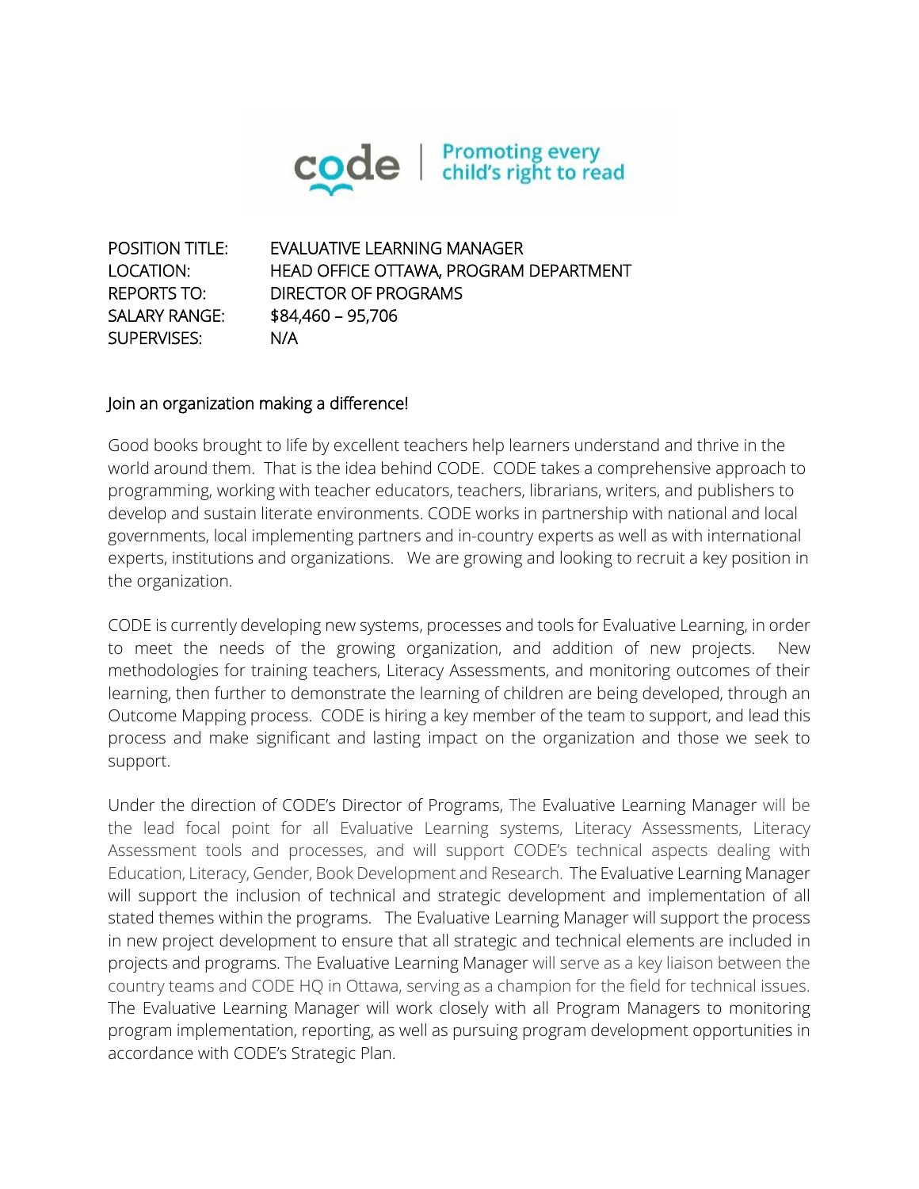code | Promoting every child's right to read

| | |
|---|---|
| POSITION TITLE: | EVALUATIVE LEARNING MANAGER |
| LOCATION: | HEAD OFFICE OTTAWA, PROGRAM DEPARTMENT |
| REPORTS TO: | DIRECTOR OF PROGRAMS |
| SALARY RANGE: | $84,460 – 95,706 |
| SUPERVISES: | N/A |

Join an organization making a difference!

Good books brought to life by excellent teachers help learners understand and thrive in the world around them. That is the idea behind CODE. CODE takes a comprehensive approach to programming, working with teacher educators, teachers, librarians, writers, and publishers to develop and sustain literate environments. CODE works in partnership with national and local governments, local implementing partners and in-country experts as well as with international experts, institutions and organizations. We are growing and looking to recruit a key position in the organization.

CODE is currently developing new systems, processes and tools for Evaluative Learning, in order to meet the needs of the growing organization, and addition of new projects. New methodologies for training teachers, Literacy Assessments, and monitoring outcomes of their learning, then further to demonstrate the learning of children are being developed, through an Outcome Mapping process. CODE is hiring a key member of the team to support, and lead this process and make significant and lasting impact on the organization and those we seek to support.

Under the direction of CODE's Director of Programs, The Evaluative Learning Manager will be the lead focal point for all Evaluative Learning systems, Literacy Assessments, Literacy Assessment tools and processes, and will support CODE's technical aspects dealing with Education, Literacy, Gender, Book Development and Research. The Evaluative Learning Manager will support the inclusion of technical and strategic development and implementation of all stated themes within the programs. The Evaluative Learning Manager will support the process in new project development to ensure that all strategic and technical elements are included in projects and programs. The Evaluative Learning Manager will serve as a key liaison between the country teams and CODE HQ in Ottawa, serving as a champion for the field for technical issues. The Evaluative Learning Manager will work closely with all Program Managers to monitoring program implementation, reporting, as well as pursuing program development opportunities in accordance with CODE's Strategic Plan.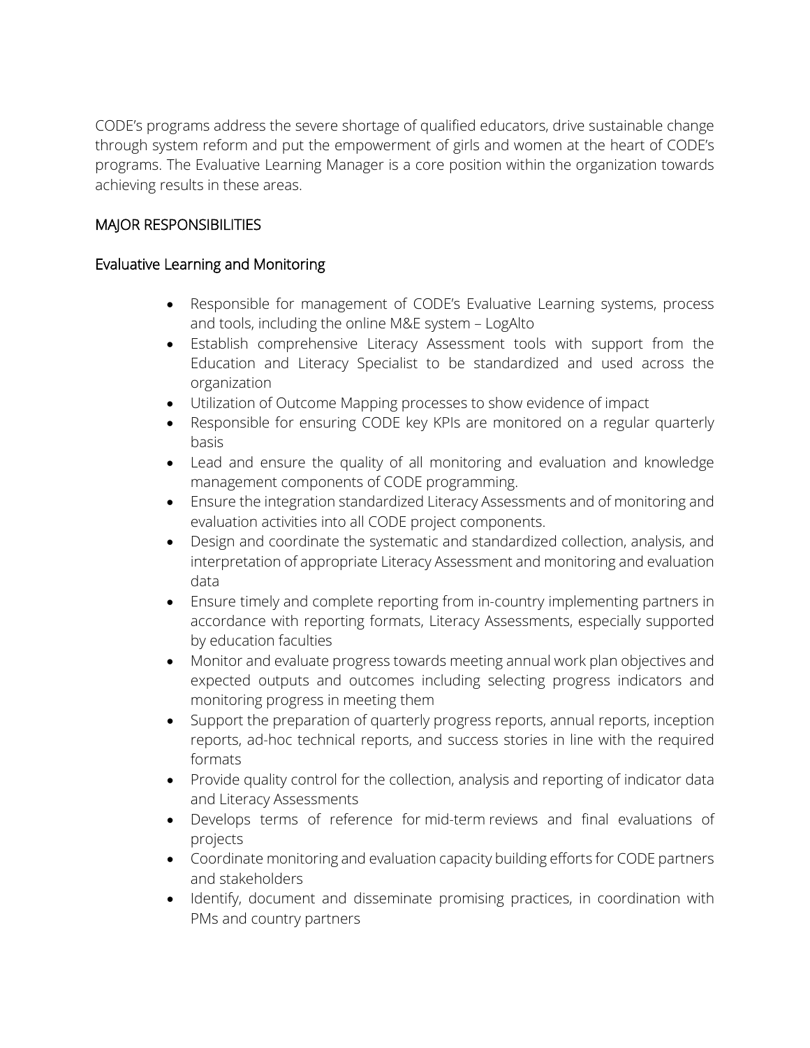CODE's programs address the severe shortage of qualified educators, drive sustainable change through system reform and put the empowerment of girls and women at the heart of CODE's programs. The Evaluative Learning Manager is a core position within the organization towards achieving results in these areas.

## MAJOR RESPONSIBILITIES

### Evaluative Learning and Monitoring

- Responsible for management of CODE's Evaluative Learning systems, process and tools, including the online M&E system – LogAlto
- Establish comprehensive Literacy Assessment tools with support from the Education and Literacy Specialist to be standardized and used across the organization
- Utilization of Outcome Mapping processes to show evidence of impact
- Responsible for ensuring CODE key KPIs are monitored on a regular quarterly basis
- Lead and ensure the quality of all monitoring and evaluation and knowledge management components of CODE programming.
- Ensure the integration standardized Literacy Assessments and of monitoring and evaluation activities into all CODE project components.
- Design and coordinate the systematic and standardized collection, analysis, and interpretation of appropriate Literacy Assessment and monitoring and evaluation data
- Ensure timely and complete reporting from in-country implementing partners in accordance with reporting formats, Literacy Assessments, especially supported by education faculties
- Monitor and evaluate progress towards meeting annual work plan objectives and expected outputs and outcomes including selecting progress indicators and monitoring progress in meeting them
- Support the preparation of quarterly progress reports, annual reports, inception reports, ad-hoc technical reports, and success stories in line with the required formats
- Provide quality control for the collection, analysis and reporting of indicator data and Literacy Assessments
- Develops terms of reference for mid-term reviews and final evaluations of projects
- Coordinate monitoring and evaluation capacity building efforts for CODE partners and stakeholders
- Identify, document and disseminate promising practices, in coordination with PMs and country partners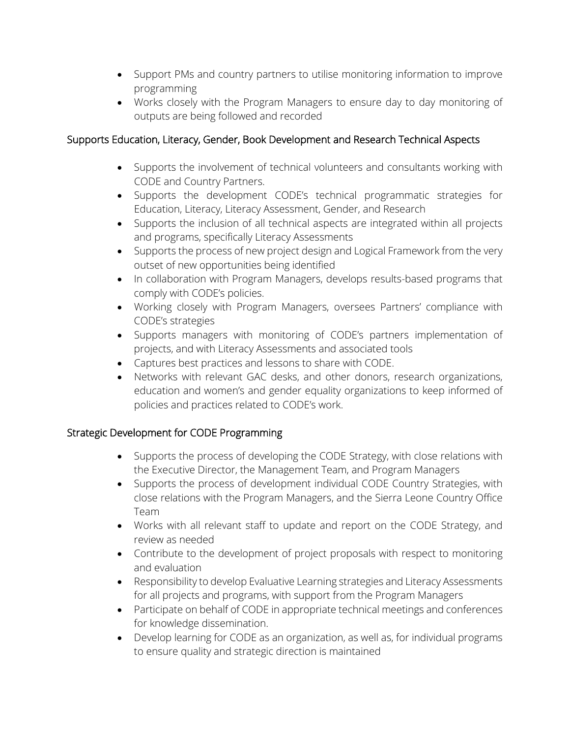- Support PMs and country partners to utilise monitoring information to improve programming
- Works closely with the Program Managers to ensure day to day monitoring of outputs are being followed and recorded

### Supports Education, Literacy, Gender, Book Development and Research Technical Aspects

- Supports the involvement of technical volunteers and consultants working with CODE and Country Partners.
- Supports the development CODE's technical programmatic strategies for Education, Literacy, Literacy Assessment, Gender, and Research
- Supports the inclusion of all technical aspects are integrated within all projects and programs, specifically Literacy Assessments
- Supports the process of new project design and Logical Framework from the very outset of new opportunities being identified
- In collaboration with Program Managers, develops results-based programs that comply with CODE's policies.
- Working closely with Program Managers, oversees Partners' compliance with CODE's strategies
- Supports managers with monitoring of CODE's partners implementation of projects, and with Literacy Assessments and associated tools
- Captures best practices and lessons to share with CODE.
- Networks with relevant GAC desks, and other donors, research organizations, education and women's and gender equality organizations to keep informed of policies and practices related to CODE's work.

### Strategic Development for CODE Programming

- Supports the process of developing the CODE Strategy, with close relations with the Executive Director, the Management Team, and Program Managers
- Supports the process of development individual CODE Country Strategies, with close relations with the Program Managers, and the Sierra Leone Country Office Team
- Works with all relevant staff to update and report on the CODE Strategy, and review as needed
- Contribute to the development of project proposals with respect to monitoring and evaluation
- Responsibility to develop Evaluative Learning strategies and Literacy Assessments for all projects and programs, with support from the Program Managers
- Participate on behalf of CODE in appropriate technical meetings and conferences for knowledge dissemination.
- Develop learning for CODE as an organization, as well as, for individual programs to ensure quality and strategic direction is maintained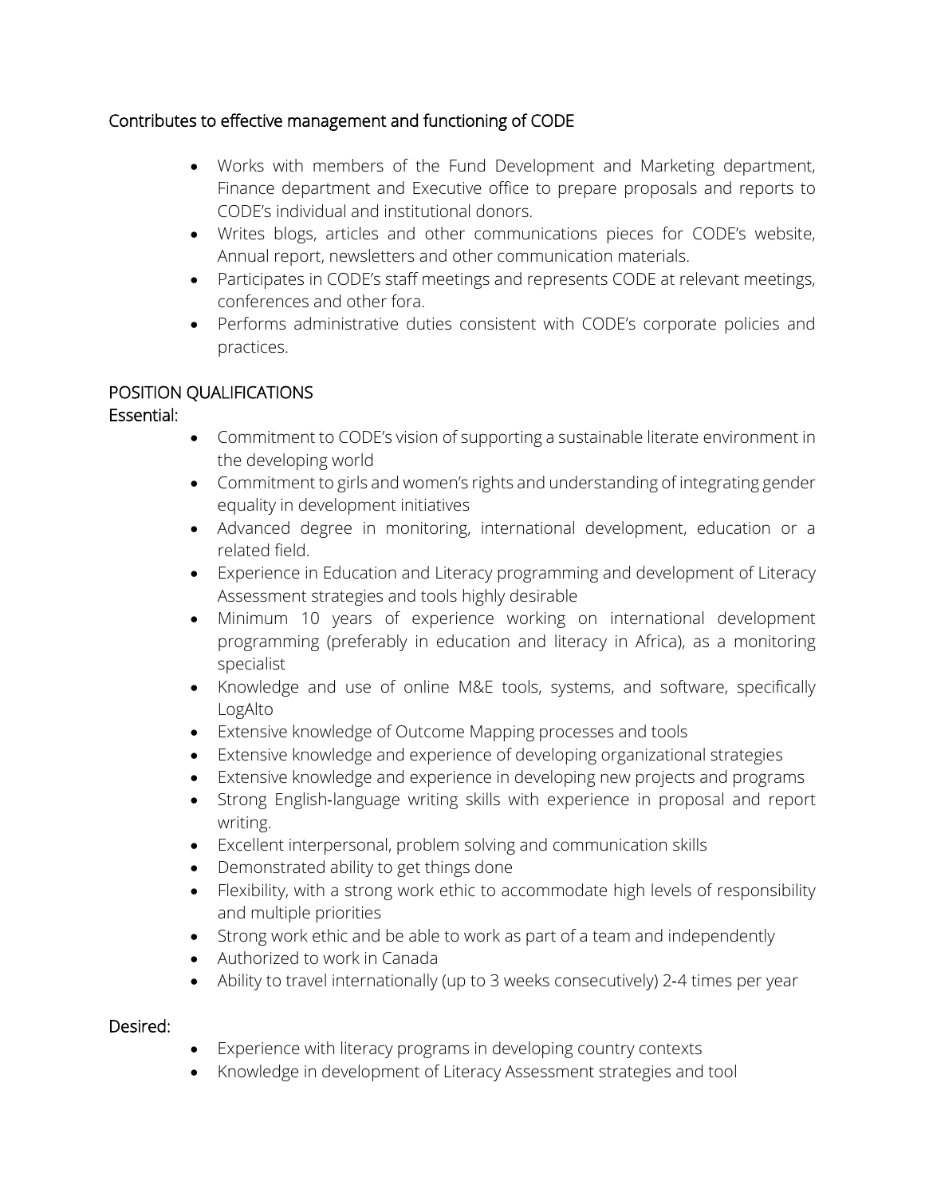### Contributes to effective management and functioning of CODE

- Works with members of the Fund Development and Marketing department, Finance department and Executive office to prepare proposals and reports to CODE's individual and institutional donors.
- Writes blogs, articles and other communications pieces for CODE's website, Annual report, newsletters and other communication materials.
- Participates in CODE's staff meetings and represents CODE at relevant meetings, conferences and other fora.
- Performs administrative duties consistent with CODE's corporate policies and practices.

## POSITION QUALIFICATIONS

### Essential:

- Commitment to CODE's vision of supporting a sustainable literate environment in the developing world
- Commitment to girls and women's rights and understanding of integrating gender equality in development initiatives
- Advanced degree in monitoring, international development, education or a related field.
- Experience in Education and Literacy programming and development of Literacy Assessment strategies and tools highly desirable
- Minimum 10 years of experience working on international development programming (preferably in education and literacy in Africa), as a monitoring specialist
- Knowledge and use of online M&E tools, systems, and software, specifically LogAlto
- Extensive knowledge of Outcome Mapping processes and tools
- Extensive knowledge and experience of developing organizational strategies
- Extensive knowledge and experience in developing new projects and programs
- Strong English-language writing skills with experience in proposal and report writing.
- Excellent interpersonal, problem solving and communication skills
- Demonstrated ability to get things done
- Flexibility, with a strong work ethic to accommodate high levels of responsibility and multiple priorities
- Strong work ethic and be able to work as part of a team and independently
- Authorized to work in Canada
- Ability to travel internationally (up to 3 weeks consecutively) 2-4 times per year

### Desired:

- Experience with literacy programs in developing country contexts
- Knowledge in development of Literacy Assessment strategies and tool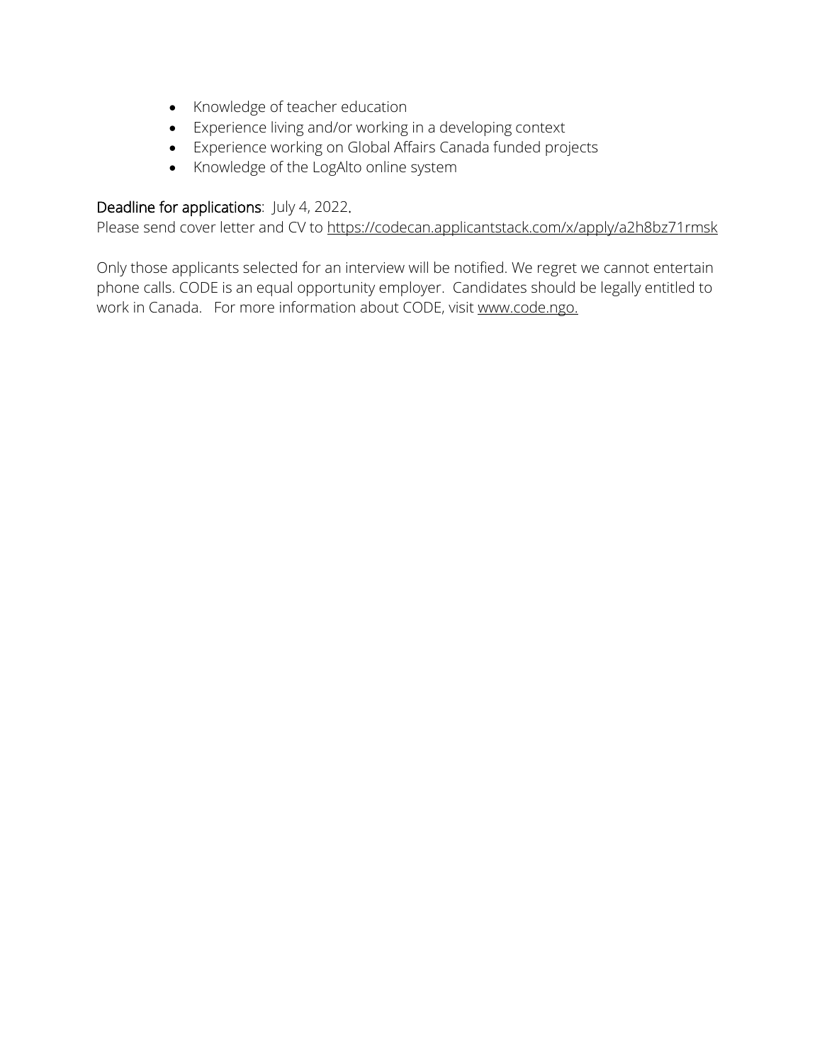- Knowledge of teacher education
- Experience living and/or working in a developing context
- Experience working on Global Affairs Canada funded projects
- Knowledge of the LogAlto online system

Deadline for applications: July 4, 2022.
Please send cover letter and CV to https://codecan.applicantstack.com/x/apply/a2h8bz71rmsk

Only those applicants selected for an interview will be notified. We regret we cannot entertain phone calls. CODE is an equal opportunity employer. Candidates should be legally entitled to work in Canada. For more information about CODE, visit www.code.ngo.